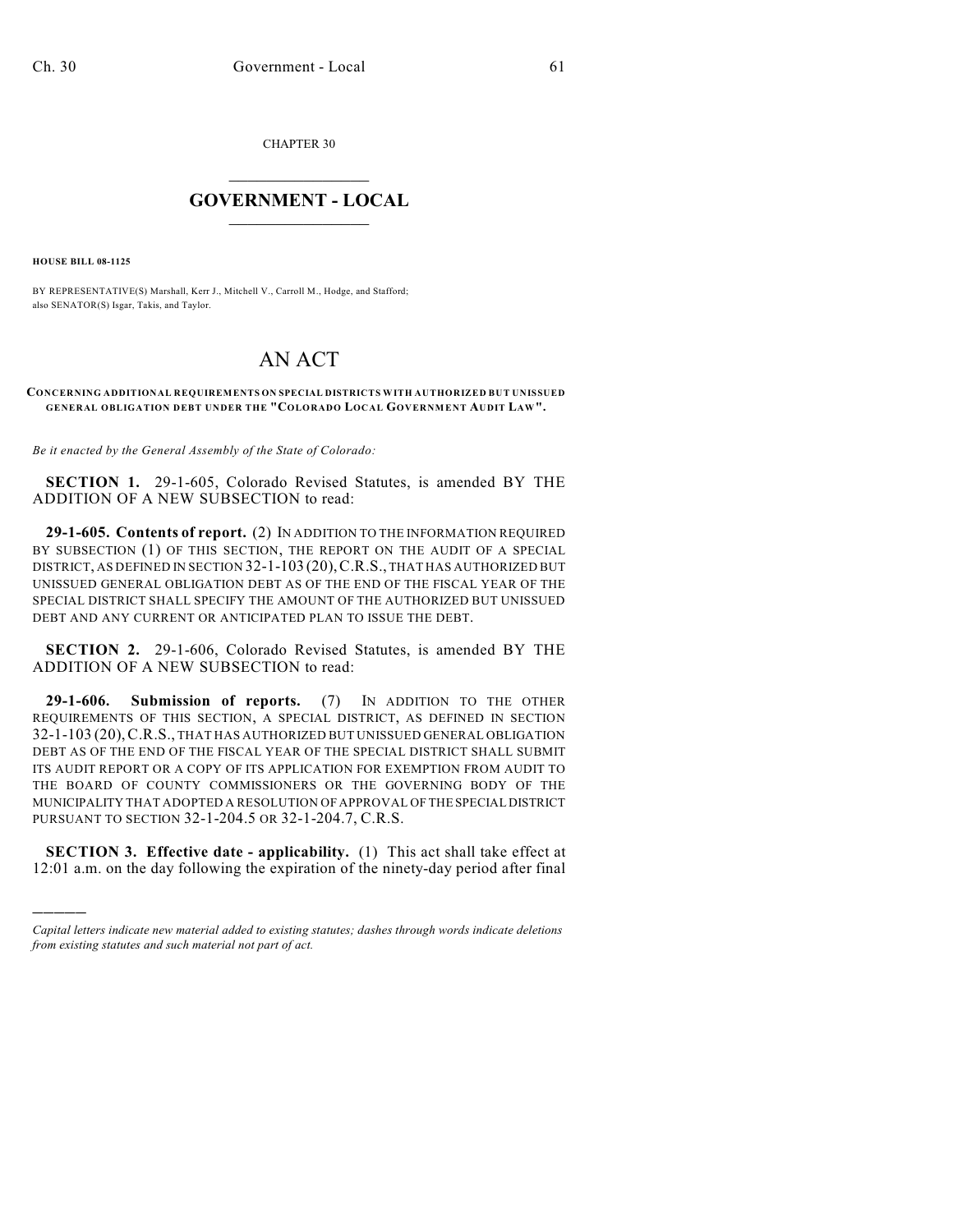CHAPTER 30

# GOVERNMENT - LOCAL

**HOUSE BILL 08-1125**

BY REPRESENTATIVE(S) Marshall, Kerr J., Mitchell V., Carroll M., Hodge, and Stafford; also SENATOR(S) Isgar, Takis, and Taylor.

# AN ACT

**CONCERNING ADDITIONAL REQUIREMENTS ON SPECIAL DISTRICTS WITH AUTHORIZED BUT UNISSUED GENERAL OBLIGATION DEBT UNDER THE "COLORADO LOCAL GOVERNMENT AUDIT LAW".**

*Be it enacted by the General Assembly of the State of Colorado:*

**SECTION 1.** 29-1-605, Colorado Revised Statutes, is amended BY THE ADDITION OF A NEW SUBSECTION to read:

**29-1-605. Contents of report.** (2) IN ADDITION TO THE INFORMATION REQUIRED BY SUBSECTION (1) OF THIS SECTION, THE REPORT ON THE AUDIT OF A SPECIAL DISTRICT, AS DEFINED IN SECTION 32-1-103 (20), C.R.S., THAT HAS AUTHORIZED BUT UNISSUED GENERAL OBLIGATION DEBT AS OF THE END OF THE FISCAL YEAR OF THE SPECIAL DISTRICT SHALL SPECIFY THE AMOUNT OF THE AUTHORIZED BUT UNISSUED DEBT AND ANY CURRENT OR ANTICIPATED PLAN TO ISSUE THE DEBT.

**SECTION 2.** 29-1-606, Colorado Revised Statutes, is amended BY THE ADDITION OF A NEW SUBSECTION to read:

**29-1-606. Submission of reports.** (7) IN ADDITION TO THE OTHER REQUIREMENTS OF THIS SECTION, A SPECIAL DISTRICT, AS DEFINED IN SECTION 32-1-103 (20), C.R.S., THAT HAS AUTHORIZED BUT UNISSUED GENERAL OBLIGATION DEBT AS OF THE END OF THE FISCAL YEAR OF THE SPECIAL DISTRICT SHALL SUBMIT ITS AUDIT REPORT OR A COPY OF ITS APPLICATION FOR EXEMPTION FROM AUDIT TO THE BOARD OF COUNTY COMMISSIONERS OR THE GOVERNING BODY OF THE MUNICIPALITY THAT ADOPTED A RESOLUTION OF APPROVAL OF THE SPECIAL DISTRICT PURSUANT TO SECTION 32-1-204.5 OR 32-1-204.7, C.R.S.

**SECTION 3. Effective date - applicability.** (1) This act shall take effect at 12:01 a.m. on the day following the expiration of the ninety-day period after final

---

*Capital letters indicate new material added to existing statutes; dashes through words indicate deletions from existing statutes and such material not part of act.*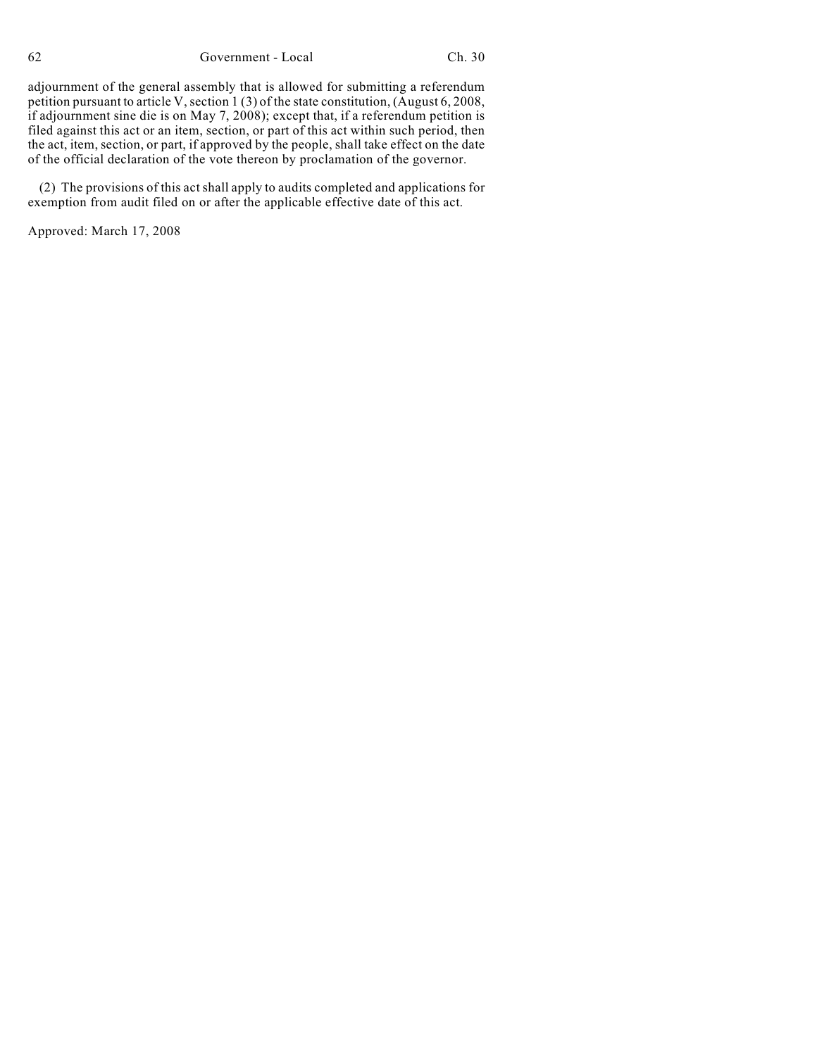adjournment of the general assembly that is allowed for submitting a referendum petition pursuant to article V, section 1 (3) of the state constitution, (August 6, 2008, if adjournment sine die is on May 7, 2008); except that, if a referendum petition is filed against this act or an item, section, or part of this act within such period, then the act, item, section, or part, if approved by the people, shall take effect on the date of the official declaration of the vote thereon by proclamation of the governor.

(2) The provisions of this act shall apply to audits completed and applications for exemption from audit filed on or after the applicable effective date of this act.

Approved: March 17, 2008